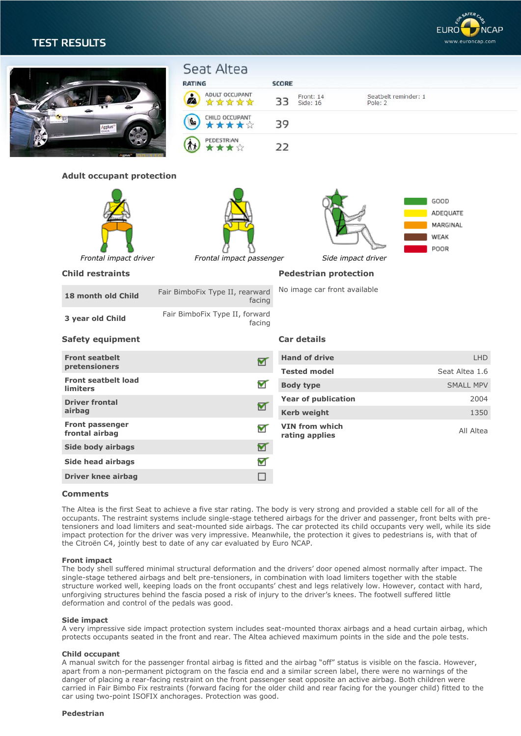# TEST RESULTS

EURO NCAP
FOR SAFER CARS
www.euroncap.com

## Seat Altea

| RATING | SCORE | | |
|---|---|---|---|
| ADULT OCCUPANT ★★★★★ | 33 | Front: 14<br>Side: 16 | Seatbelt reminder: 1<br>Pole: 2 |
| CHILD OCCUPANT ★★★★☆ | 39 | | |
| PEDESTRIAN ★★★☆ | 22 | | |

## Adult occupant protection

*Frontal impact driver* | *Frontal impact passenger* | *Side impact driver*

- GOOD
- ADEQUATE
- MARGINAL
- WEAK
- POOR

## Child restraints

| | |
|---|---|
| **18 month old Child** | Fair BimboFix Type II, rearward facing |
| **3 year old Child** | Fair BimboFix Type II, forward facing |

## Pedestrian protection

No image car front available

## Safety equipment

| | |
|---|---|
| **Front seatbelt pretensioners** | ☑ |
| **Front seatbelt load limiters** | ☑ |
| **Driver frontal airbag** | ☑ |
| **Front passenger frontal airbag** | ☑ |
| **Side body airbags** | ☑ |
| **Side head airbags** | ☑ |
| **Driver knee airbag** | ☐ |

## Car details

| | |
|---|---|
| **Hand of drive** | LHD |
| **Tested model** | Seat Altea 1.6 |
| **Body type** | SMALL MPV |
| **Year of publication** | 2004 |
| **Kerb weight** | 1350 |
| **VIN from which rating applies** | All Altea |

## Comments

The Altea is the first Seat to achieve a five star rating. The body is very strong and provided a stable cell for all of the occupants. The restraint systems include single-stage tethered airbags for the driver and passenger, front belts with pre-tensioners and load limiters and seat-mounted side airbags. The car protected its child occupants very well, while its side impact protection for the driver was very impressive. Meanwhile, the protection it gives to pedestrians is, with that of the Citroën C4, jointly best to date of any car evaluated by Euro NCAP.

### Front impact

The body shell suffered minimal structural deformation and the drivers' door opened almost normally after impact. The single-stage tethered airbags and belt pre-tensioners, in combination with load limiters together with the stable structure worked well, keeping loads on the front occupants' chest and legs relatively low. However, contact with hard, unforgiving structures behind the fascia posed a risk of injury to the driver's knees. The footwell suffered little deformation and control of the pedals was good.

### Side impact

A very impressive side impact protection system includes seat-mounted thorax airbags and a head curtain airbag, which protects occupants seated in the front and rear. The Altea achieved maximum points in the side and the pole tests.

### Child occupant

A manual switch for the passenger frontal airbag is fitted and the airbag "off" status is visible on the fascia. However, apart from a non-permanent pictogram on the fascia end and a similar screen label, there were no warnings of the danger of placing a rear-facing restraint on the front passenger seat opposite an active airbag. Both children were carried in Fair Bimbo Fix restraints (forward facing for the older child and rear facing for the younger child) fitted to the car using two-point ISOFIX anchorages. Protection was good.

### Pedestrian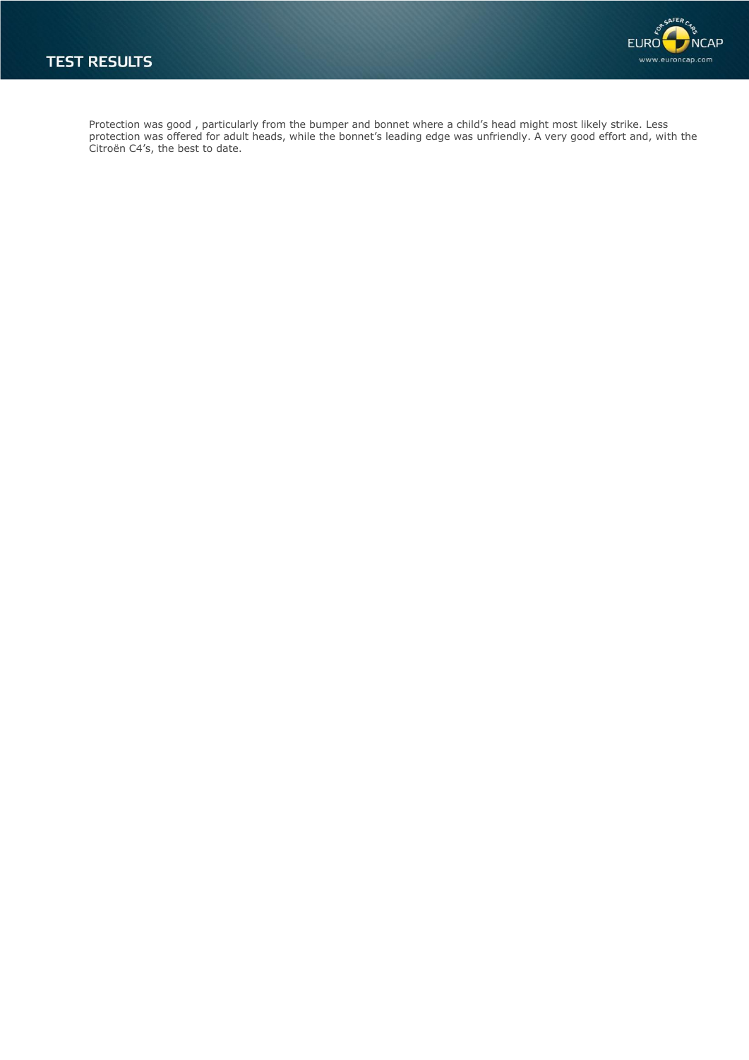Protection was good , particularly from the bumper and bonnet where a child's head might most likely strike. Less protection was offered for adult heads, while the bonnet's leading edge was unfriendly. A very good effort and, with the Citroën C4's, the best to date.